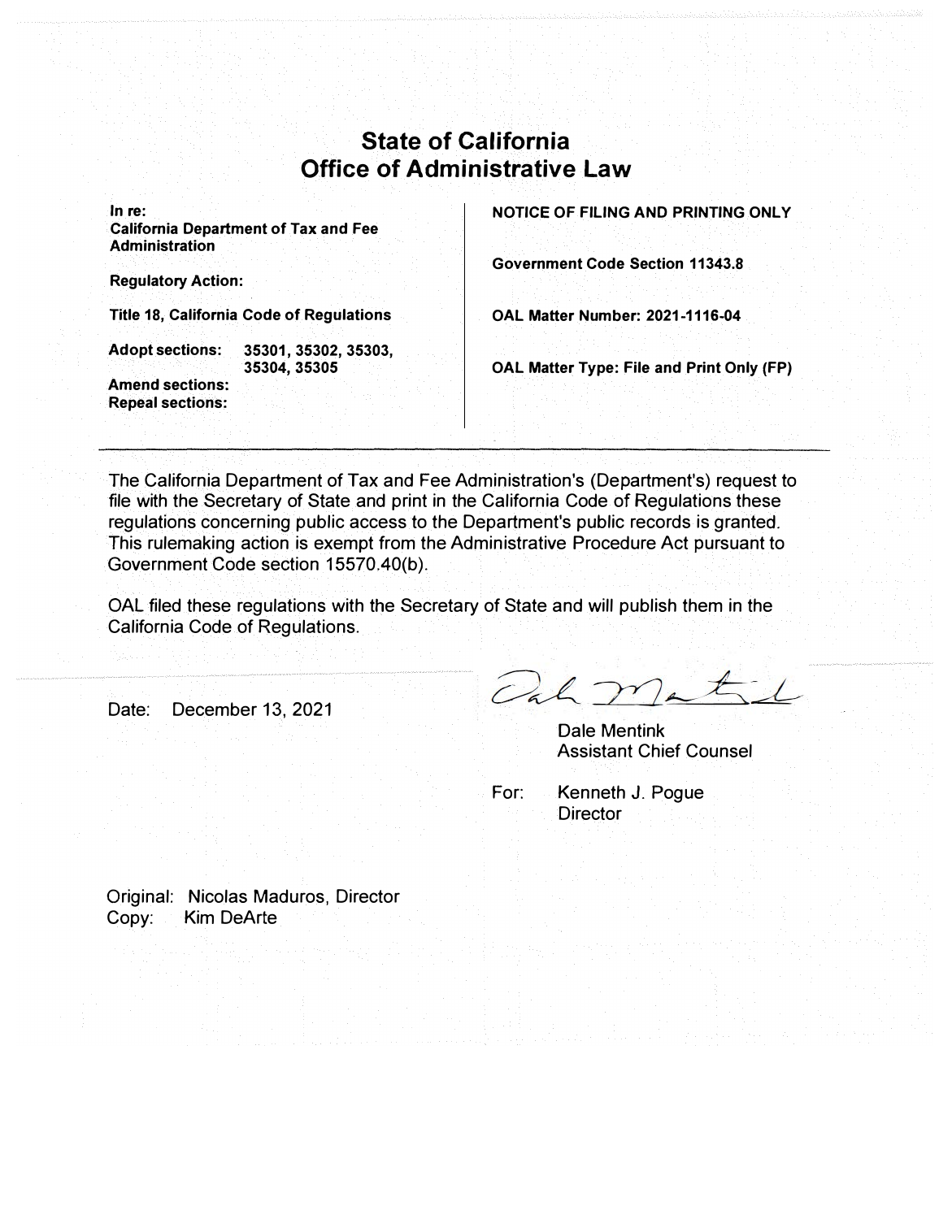# State of California
# Office of Administrative Law

| | |
|---|---|
| **In re:**<br>**California Department of Tax and Fee Administration** | **NOTICE OF FILING AND PRINTING ONLY** |
| **Regulatory Action:** | **Government Code Section 11343.8** |
| **Title 18, California Code of Regulations** | **OAL Matter Number: 2021-1116-04** |
| **Adopt sections:** **35301, 35302, 35303, 35304, 35305**<br>**Amend sections:**<br>**Repeal sections:** | **OAL Matter Type: File and Print Only (FP)** |

---

The California Department of Tax and Fee Administration's (Department's) request to file with the Secretary of State and print in the California Code of Regulations these regulations concerning public access to the Department's public records is granted. This rulemaking action is exempt from the Administrative Procedure Act pursuant to Government Code section 15570.40(b).

OAL filed these regulations with the Secretary of State and will publish them in the California Code of Regulations.

Date: December 13, 2021

Dale Mentink
Assistant Chief Counsel

For: Kenneth J. Pogue
Director

Original: Nicolas Maduros, Director
Copy: Kim DeArte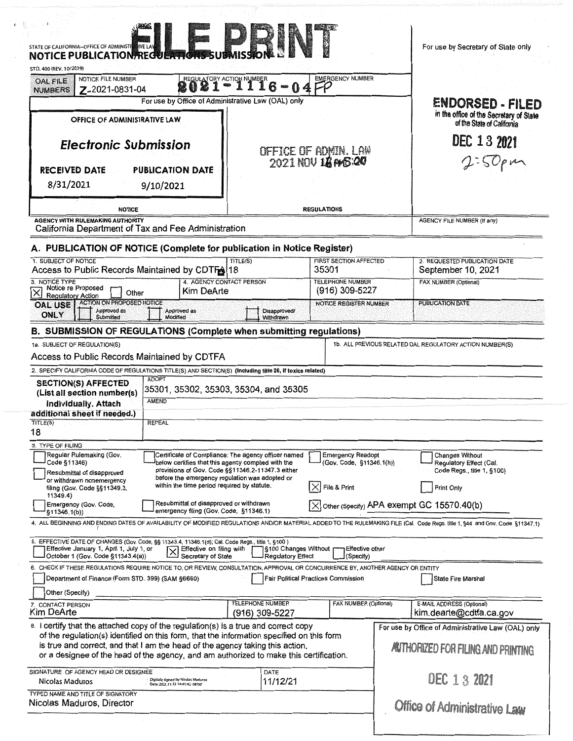# FILE PRINT

STATE OF CALIFORNIA—OFFICE OF ADMINISTRATIVE LAW

**NOTICE PUBLICATION/REGULATIONS SUBMISSION**

STD. 400 (REV. 10/2019)

For use by Secretary of State only

| OAL FILE NUMBERS | NOTICE FILE NUMBER | REGULATORY ACTION NUMBER | EMERGENCY NUMBER |
|---|---|---|---|
| | Z-2021-0831-04 | 2021-1116-04FP | |

For use by Office of Administrative Law (OAL) only

**OFFICE OF ADMINISTRATIVE LAW**

***Electronic Submission***

**RECEIVED DATE** 8/31/2021 **PUBLICATION DATE** 9/10/2021

OFFICE OF ADMIN. LAW 2021 NOV 16 PM 5:20

NOTICE | REGULATIONS

**ENDORSED - FILED** in the office of the Secretary of State of the State of California

DEC 13 2021 2:50pm

AGENCY WITH RULEMAKING AUTHORITY: California Department of Tax and Fee Administration

AGENCY FILE NUMBER (If any):

## A. PUBLICATION OF NOTICE (Complete for publication in Notice Register)

| 1. SUBJECT OF NOTICE | TITLE(S) | FIRST SECTION AFFECTED | 2. REQUESTED PUBLICATION DATE |
|---|---|---|---|
| Access to Public Records Maintained by CDTFA | 18 | 35301 | September 10, 2021 |

| 3. NOTICE TYPE | 4. AGENCY CONTACT PERSON | TELEPHONE NUMBER | FAX NUMBER (Optional) |
|---|---|---|---|
| [X] Notice re Proposed Regulatory Action [ ] Other | Kim DeArte | (916) 309-5227 | |

OAL USE ONLY — ACTION ON PROPOSED NOTICE: [ ] Approved as Submitted [ ] Approved as Modified [ ] Disapproved/Withdrawn | NOTICE REGISTER NUMBER | PUBLICATION DATE

## B. SUBMISSION OF REGULATIONS (Complete when submitting regulations)

1a. SUBJECT OF REGULATION(S): Access to Public Records Maintained by CDTFA

1b. ALL PREVIOUS RELATED OAL REGULATORY ACTION NUMBER(S):

2. SPECIFY CALIFORNIA CODE OF REGULATIONS TITLE(S) AND SECTION(S) (Including title 26, if toxics related)

| **SECTION(S) AFFECTED** (List all section number(s) individually. Attach additional sheet if needed.) | ADOPT: 35301, 35302, 35303, 35304, and 35305 |
|---|---|
| | AMEND: |
| TITLE(S): 18 | REPEAL: |

3. TYPE OF FILING

- [ ] Regular Rulemaking (Gov. Code §11346)
- [ ] Resubmittal of disapproved or withdrawn nonemergency filing (Gov. Code §§11349.3, 11349.4)
- [ ] Emergency (Gov. Code, §11346.1(b))
- [ ] Certificate of Compliance: The agency officer named below certifies that this agency complied with the provisions of Gov. Code §§11346.2-11347.3 either before the emergency regulation was adopted or within the time period required by statute.
- [ ] Resubmittal of disapproved or withdrawn emergency filing (Gov. Code, §11346.1)
- [ ] Emergency Readopt (Gov. Code, §11346.1(h))
- [X] File & Print
- [X] Other (Specify) APA exempt GC 15570.40(b)
- [ ] Changes Without Regulatory Effect (Cal. Code Regs., title 1, §100)
- [ ] Print Only

4. ALL BEGINNING AND ENDING DATES OF AVAILABILITY OF MODIFIED REGULATIONS AND/OR MATERIAL ADDED TO THE RULEMAKING FILE (Cal. Code Regs. title 1, §44 and Gov. Code §11347.1)

5. EFFECTIVE DATE OF CHANGES (Gov. Code, §§ 11343.4, 11346.1(d); Cal. Code Regs., title 1, §100)

- [ ] Effective January 1, April 1, July 1, or October 1 (Gov. Code §11343.4(a))
- [X] Effective on filing with Secretary of State
- [ ] §100 Changes Without Regulatory Effect
- [ ] Effective other (Specify)

6. CHECK IF THESE REGULATIONS REQUIRE NOTICE TO, OR REVIEW, CONSULTATION, APPROVAL OR CONCURRENCE BY, ANOTHER AGENCY OR ENTITY

- [ ] Department of Finance (Form STD. 399) (SAM §6660)
- [ ] Fair Political Practices Commission
- [ ] State Fire Marshal
- [ ] Other (Specify)

| 7. CONTACT PERSON | TELEPHONE NUMBER | FAX NUMBER (Optional) | E-MAIL ADDRESS (Optional) |
|---|---|---|---|
| Kim DeArte | (916) 309-5227 | | kim.dearte@cdtfa.ca.gov |

8. I certify that the attached copy of the regulation(s) is a true and correct copy of the regulation(s) identified on this form, that the information specified on this form is true and correct, and that I am the head of the agency taking this action, or a designee of the head of the agency, and am authorized to make this certification.

SIGNATURE OF AGENCY HEAD OR DESIGNEE: Nicolas Maduros (Digitally signed by Nicolas Maduros Date: 2021.11.12 14:41:42 -08'00')

DATE: 11/12/21

TYPED NAME AND TITLE OF SIGNATORY: Nicolas Maduros, Director

For use by Office of Administrative Law (OAL) only

**AUTHORIZED FOR FILING AND PRINTING**

DEC 13 2021

Office of Administrative Law